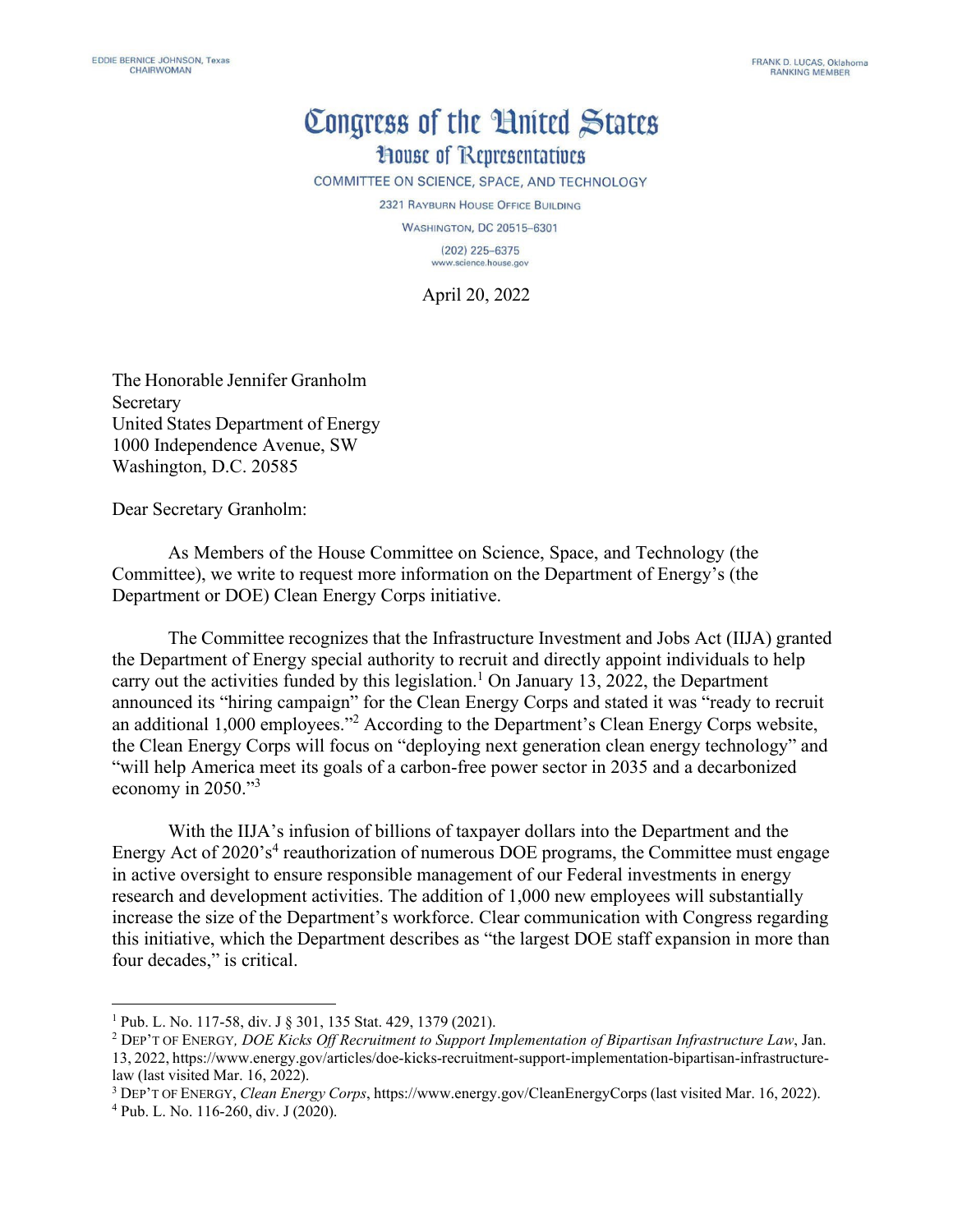EDDIE BERNICE JOHNSON, Texas
CHAIRWOMAN

FRANK D. LUCAS, Oklahoma
RANKING MEMBER

# Congress of the United States
## House of Representatives

COMMITTEE ON SCIENCE, SPACE, AND TECHNOLOGY

2321 RAYBURN HOUSE OFFICE BUILDING

WASHINGTON, DC 20515–6301

(202) 225–6375
www.science.house.gov

April 20, 2022

The Honorable Jennifer Granholm
Secretary
United States Department of Energy
1000 Independence Avenue, SW
Washington, D.C. 20585

Dear Secretary Granholm:

As Members of the House Committee on Science, Space, and Technology (the Committee), we write to request more information on the Department of Energy's (the Department or DOE) Clean Energy Corps initiative.

The Committee recognizes that the Infrastructure Investment and Jobs Act (IIJA) granted the Department of Energy special authority to recruit and directly appoint individuals to help carry out the activities funded by this legislation.[1] On January 13, 2022, the Department announced its "hiring campaign" for the Clean Energy Corps and stated it was "ready to recruit an additional 1,000 employees."[2] According to the Department's Clean Energy Corps website, the Clean Energy Corps will focus on "deploying next generation clean energy technology" and "will help America meet its goals of a carbon-free power sector in 2035 and a decarbonized economy in 2050."[3]

With the IIJA's infusion of billions of taxpayer dollars into the Department and the Energy Act of 2020's[4] reauthorization of numerous DOE programs, the Committee must engage in active oversight to ensure responsible management of our Federal investments in energy research and development activities. The addition of 1,000 new employees will substantially increase the size of the Department's workforce. Clear communication with Congress regarding this initiative, which the Department describes as "the largest DOE staff expansion in more than four decades," is critical.

---

[1] Pub. L. No. 117-58, div. J § 301, 135 Stat. 429, 1379 (2021).

[2] DEP'T OF ENERGY, *DOE Kicks Off Recruitment to Support Implementation of Bipartisan Infrastructure Law*, Jan. 13, 2022, https://www.energy.gov/articles/doe-kicks-recruitment-support-implementation-bipartisan-infrastructure-law (last visited Mar. 16, 2022).

[3] DEP'T OF ENERGY, *Clean Energy Corps*, https://www.energy.gov/CleanEnergyCorps (last visited Mar. 16, 2022).

[4] Pub. L. No. 116-260, div. J (2020).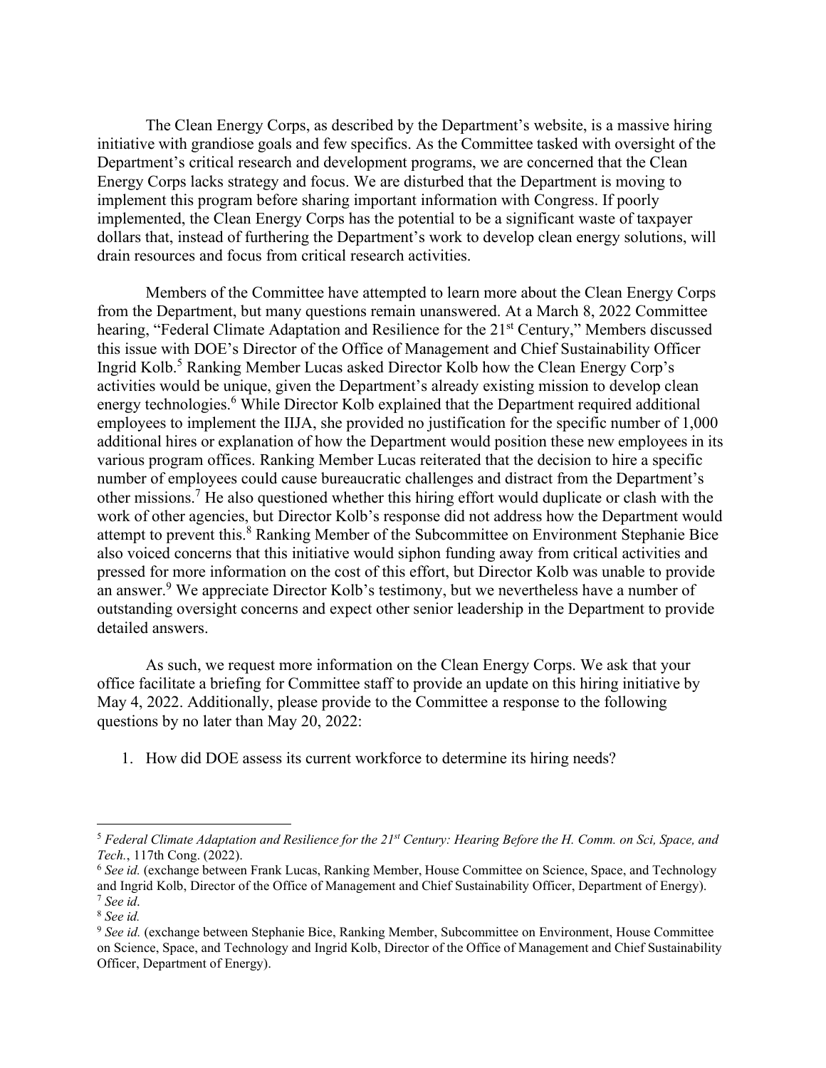The Clean Energy Corps, as described by the Department's website, is a massive hiring initiative with grandiose goals and few specifics. As the Committee tasked with oversight of the Department's critical research and development programs, we are concerned that the Clean Energy Corps lacks strategy and focus. We are disturbed that the Department is moving to implement this program before sharing important information with Congress. If poorly implemented, the Clean Energy Corps has the potential to be a significant waste of taxpayer dollars that, instead of furthering the Department's work to develop clean energy solutions, will drain resources and focus from critical research activities.

Members of the Committee have attempted to learn more about the Clean Energy Corps from the Department, but many questions remain unanswered. At a March 8, 2022 Committee hearing, "Federal Climate Adaptation and Resilience for the 21st Century," Members discussed this issue with DOE's Director of the Office of Management and Chief Sustainability Officer Ingrid Kolb.[5] Ranking Member Lucas asked Director Kolb how the Clean Energy Corp's activities would be unique, given the Department's already existing mission to develop clean energy technologies.[6] While Director Kolb explained that the Department required additional employees to implement the IIJA, she provided no justification for the specific number of 1,000 additional hires or explanation of how the Department would position these new employees in its various program offices. Ranking Member Lucas reiterated that the decision to hire a specific number of employees could cause bureaucratic challenges and distract from the Department's other missions.[7] He also questioned whether this hiring effort would duplicate or clash with the work of other agencies, but Director Kolb's response did not address how the Department would attempt to prevent this.[8] Ranking Member of the Subcommittee on Environment Stephanie Bice also voiced concerns that this initiative would siphon funding away from critical activities and pressed for more information on the cost of this effort, but Director Kolb was unable to provide an answer.[9] We appreciate Director Kolb's testimony, but we nevertheless have a number of outstanding oversight concerns and expect other senior leadership in the Department to provide detailed answers.

As such, we request more information on the Clean Energy Corps. We ask that your office facilitate a briefing for Committee staff to provide an update on this hiring initiative by May 4, 2022. Additionally, please provide to the Committee a response to the following questions by no later than May 20, 2022:

1. How did DOE assess its current workforce to determine its hiring needs?

---

[5] *Federal Climate Adaptation and Resilience for the 21st Century: Hearing Before the H. Comm. on Sci, Space, and Tech.*, 117th Cong. (2022).

[6] *See id.* (exchange between Frank Lucas, Ranking Member, House Committee on Science, Space, and Technology and Ingrid Kolb, Director of the Office of Management and Chief Sustainability Officer, Department of Energy).

[7] *See id.*

[8] *See id.*

[9] *See id.* (exchange between Stephanie Bice, Ranking Member, Subcommittee on Environment, House Committee on Science, Space, and Technology and Ingrid Kolb, Director of the Office of Management and Chief Sustainability Officer, Department of Energy).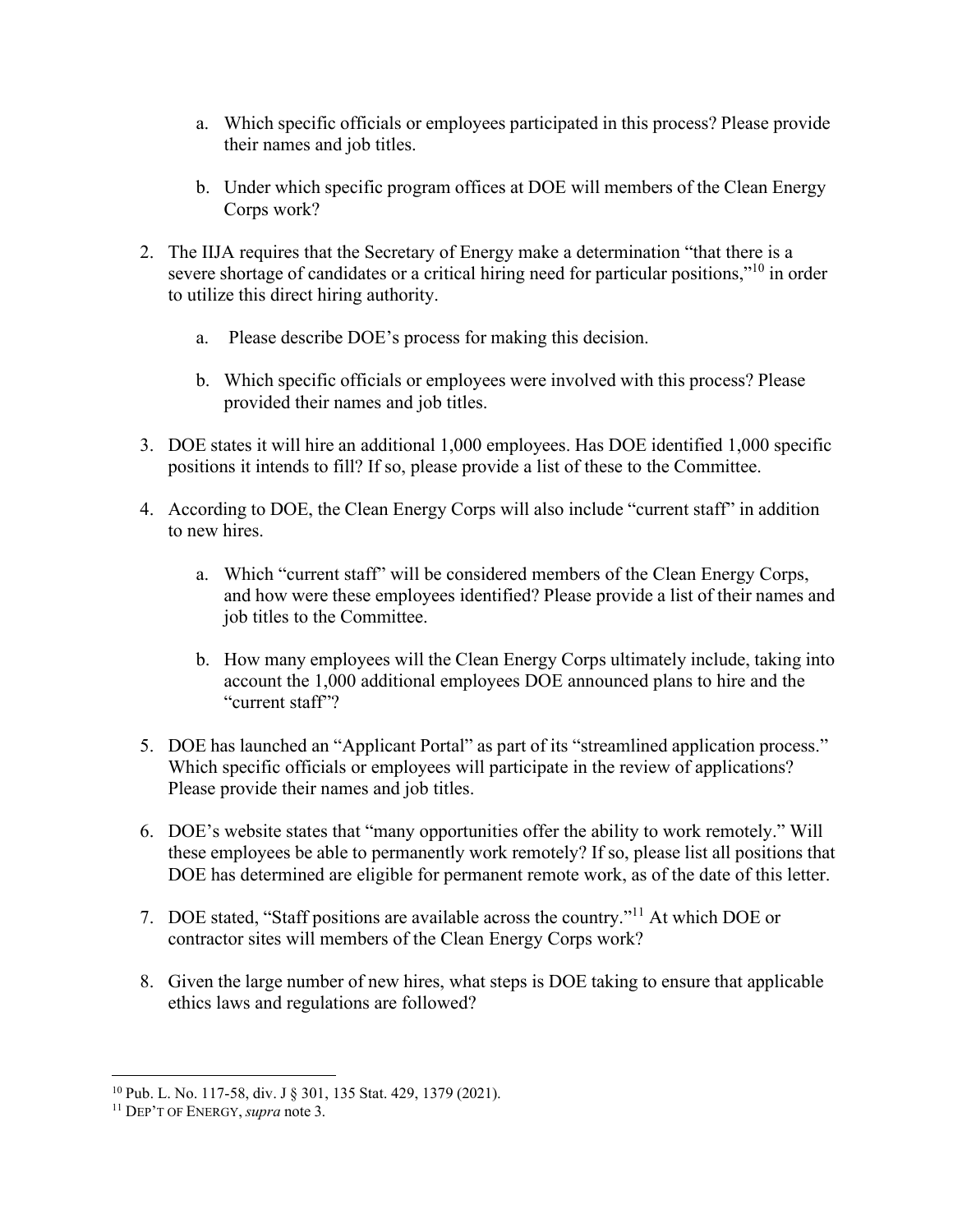a. Which specific officials or employees participated in this process? Please provide their names and job titles.

   b. Under which specific program offices at DOE will members of the Clean Energy Corps work?

2. The IIJA requires that the Secretary of Energy make a determination "that there is a severe shortage of candidates or a critical hiring need for particular positions,"[10] in order to utilize this direct hiring authority.

   a. Please describe DOE's process for making this decision.

   b. Which specific officials or employees were involved with this process? Please provided their names and job titles.

3. DOE states it will hire an additional 1,000 employees. Has DOE identified 1,000 specific positions it intends to fill? If so, please provide a list of these to the Committee.

4. According to DOE, the Clean Energy Corps will also include "current staff" in addition to new hires.

   a. Which "current staff" will be considered members of the Clean Energy Corps, and how were these employees identified? Please provide a list of their names and job titles to the Committee.

   b. How many employees will the Clean Energy Corps ultimately include, taking into account the 1,000 additional employees DOE announced plans to hire and the "current staff"?

5. DOE has launched an "Applicant Portal" as part of its "streamlined application process." Which specific officials or employees will participate in the review of applications? Please provide their names and job titles.

6. DOE's website states that "many opportunities offer the ability to work remotely." Will these employees be able to permanently work remotely? If so, please list all positions that DOE has determined are eligible for permanent remote work, as of the date of this letter.

7. DOE stated, "Staff positions are available across the country."[11] At which DOE or contractor sites will members of the Clean Energy Corps work?

8. Given the large number of new hires, what steps is DOE taking to ensure that applicable ethics laws and regulations are followed?

---

[10] Pub. L. No. 117-58, div. J § 301, 135 Stat. 429, 1379 (2021).

[11] DEP'T OF ENERGY, *supra* note 3.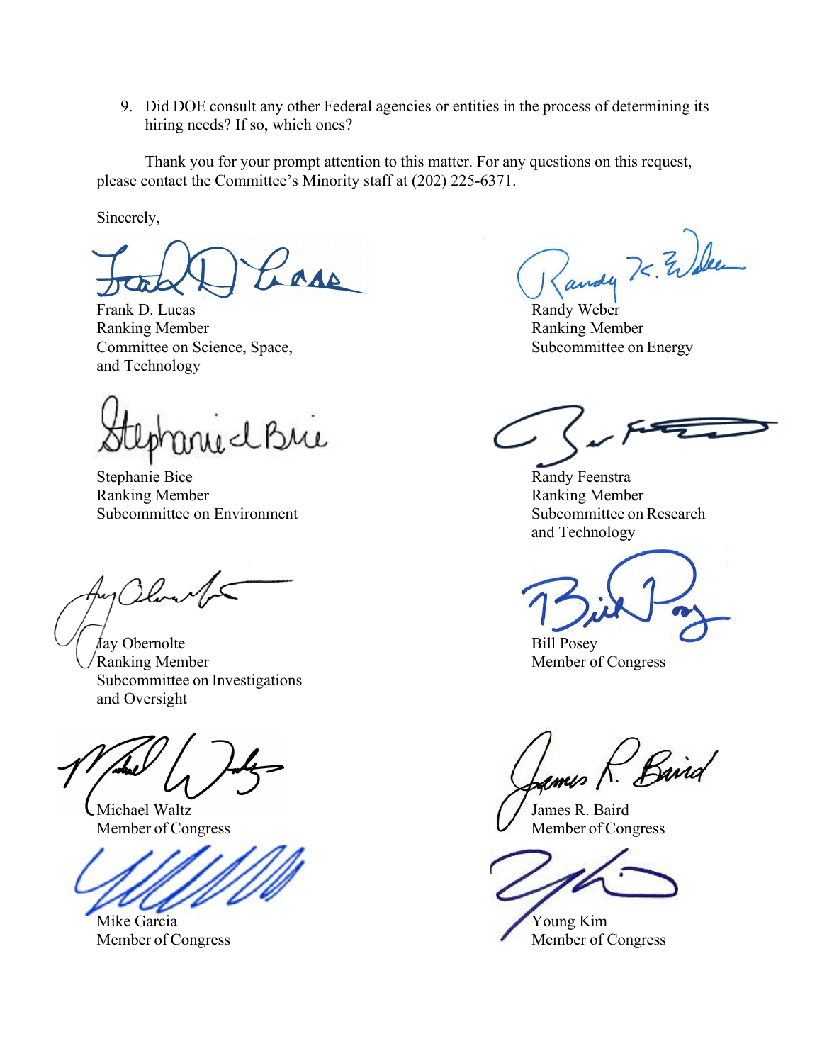9. Did DOE consult any other Federal agencies or entities in the process of determining its hiring needs? If so, which ones?

Thank you for your prompt attention to this matter. For any questions on this request, please contact the Committee's Minority staff at (202) 225-6371.

Sincerely,

Frank D. Lucas
Ranking Member
Committee on Science, Space, and Technology

Randy Weber
Ranking Member
Subcommittee on Energy

Stephanie Bice
Ranking Member
Subcommittee on Environment

Randy Feenstra
Ranking Member
Subcommittee on Research and Technology

Jay Obernolte
Ranking Member
Subcommittee on Investigations and Oversight

Bill Posey
Member of Congress

Michael Waltz
Member of Congress

James R. Baird
Member of Congress

Mike Garcia
Member of Congress

Young Kim
Member of Congress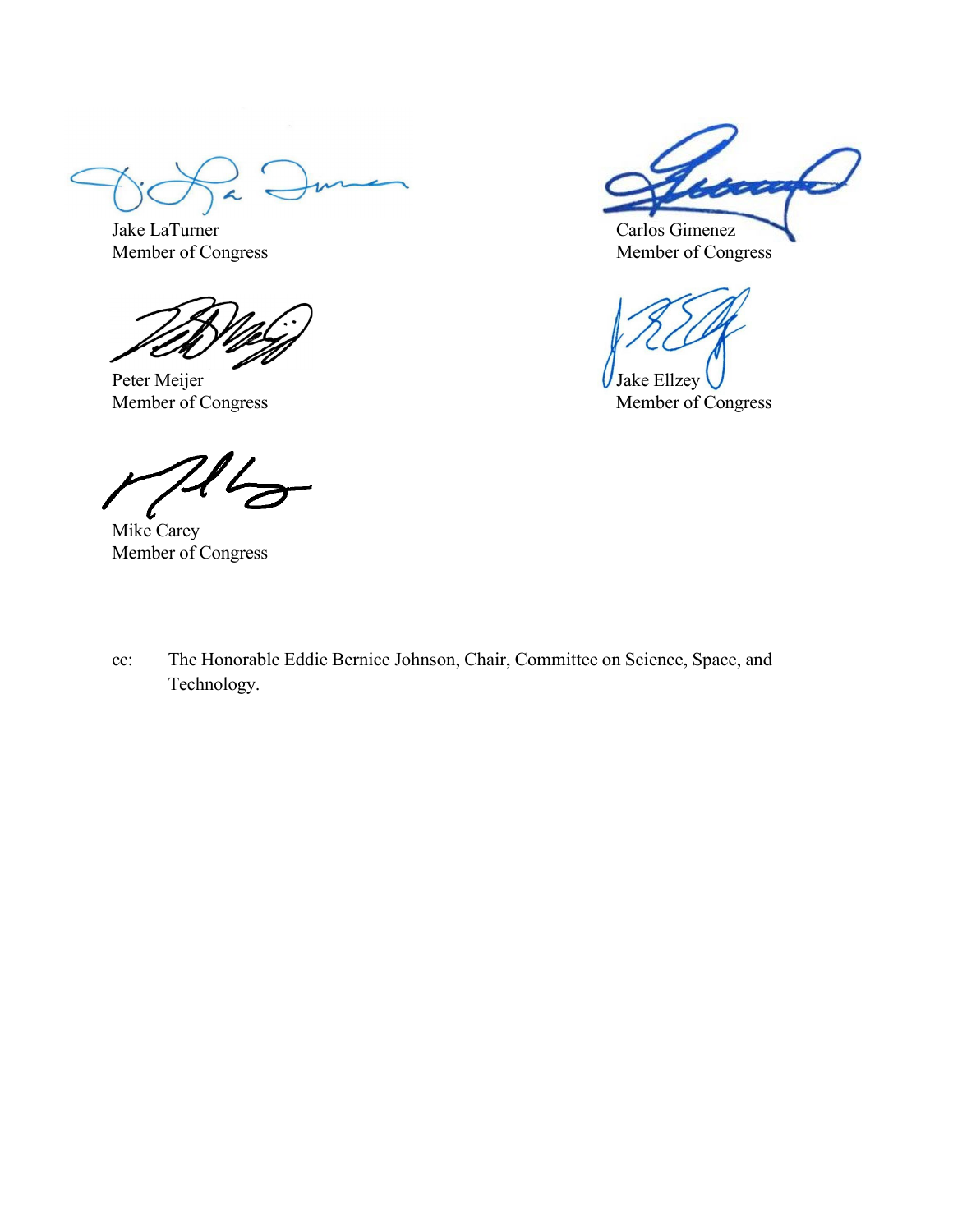Jake LaTurner
Member of Congress

Carlos Gimenez
Member of Congress

Peter Meijer
Member of Congress

Jake Ellzey
Member of Congress

Mike Carey
Member of Congress

cc: The Honorable Eddie Bernice Johnson, Chair, Committee on Science, Space, and Technology.